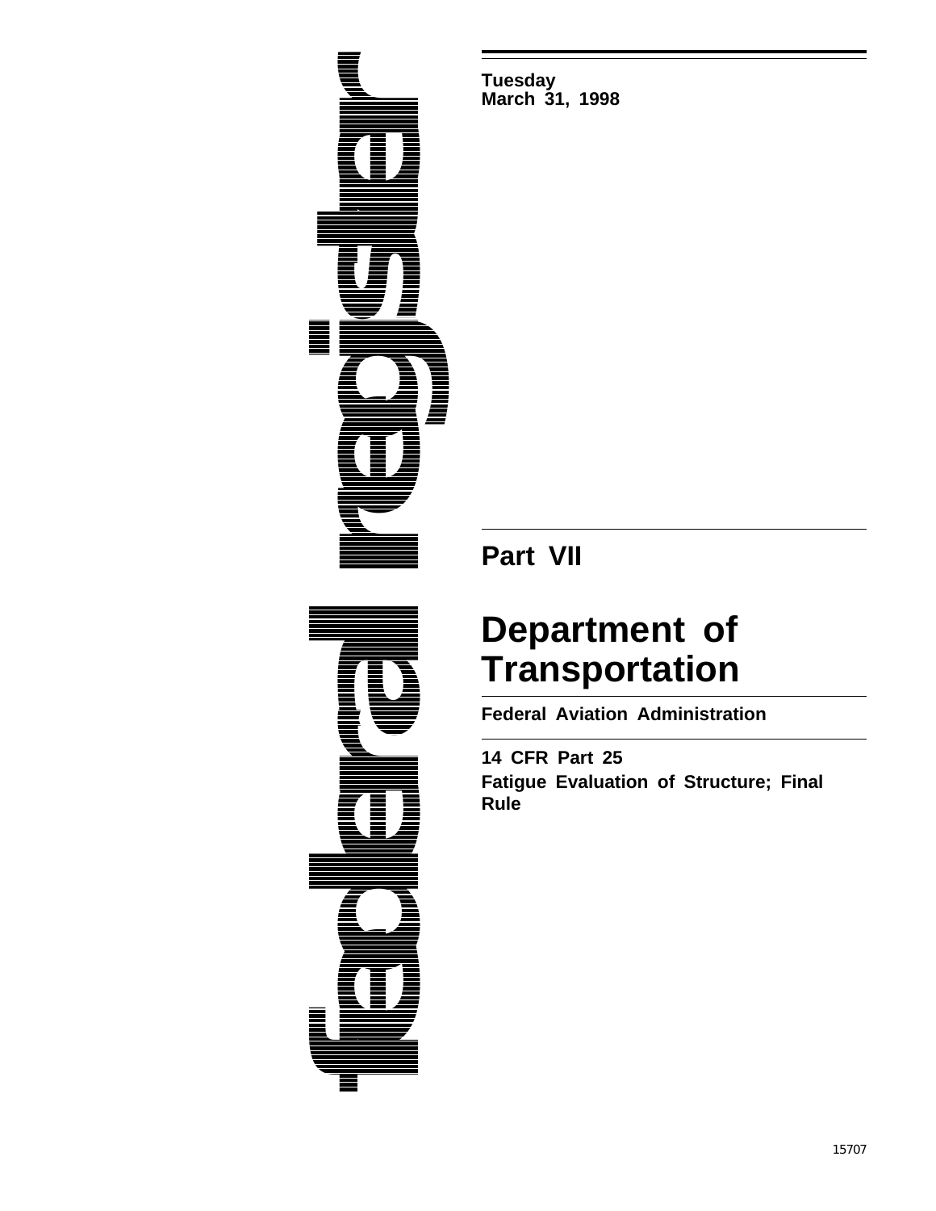**Tuesday**
**March 31, 1998**

## Part VII

# Department of Transportation

**Federal Aviation Administration**

**14 CFR Part 25**

**Fatigue Evaluation of Structure; Final Rule**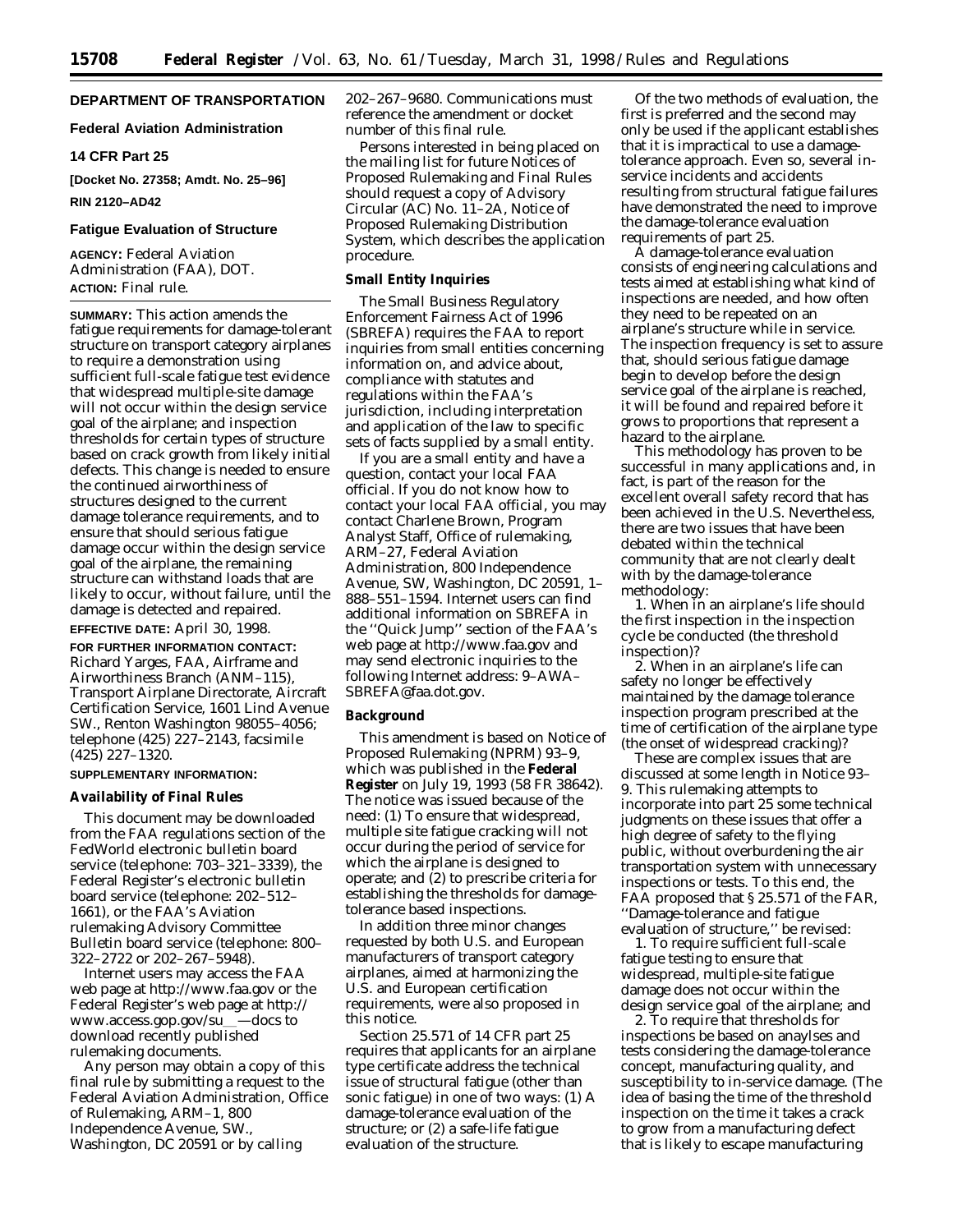# DEPARTMENT OF TRANSPORTATION

## Federal Aviation Administration

## 14 CFR Part 25

**[Docket No. 27358; Amdt. No. 25–96]**

**RIN 2120–AD42**

## Fatigue Evaluation of Structure

**AGENCY:** Federal Aviation Administration (FAA), DOT.

**ACTION:** Final rule.

---

**SUMMARY:** This action amends the fatigue requirements for damage-tolerant structure on transport category airplanes to require a demonstration using sufficient full-scale fatigue test evidence that widespread multiple-site damage will not occur within the design service goal of the airplane; and inspection thresholds for certain types of structure based on crack growth from likely initial defects. This change is needed to ensure the continued airworthiness of structures designed to the current damage tolerance requirements, and to ensure that should serious fatigue damage occur within the design service goal of the airplane, the remaining structure can withstand loads that are likely to occur, without failure, until the damage is detected and repaired.

**EFFECTIVE DATE:** April 30, 1998.

**FOR FURTHER INFORMATION CONTACT:** Richard Yarges, FAA, Airframe and Airworthiness Branch (ANM–115), Transport Airplane Directorate, Aircraft Certification Service, 1601 Lind Avenue SW., Renton Washington 98055–4056; telephone (425) 227–2143, facsimile (425) 227–1320.

**SUPPLEMENTARY INFORMATION:**

### Availability of Final Rules

This document may be downloaded from the FAA regulations section of the FedWorld electronic bulletin board service (telephone: 703–321–3339), the Federal Register's electronic bulletin board service (telephone: 202–512–1661), or the FAA's Aviation rulemaking Advisory Committee Bulletin board service (telephone: 800–322–2722 or 202–267–5948).

Internet users may access the FAA web page at http://www.faa.gov or the Federal Register's web page at http://www.access.gop.gov/su__—docs to download recently published rulemaking documents.

Any person may obtain a copy of this final rule by submitting a request to the Federal Aviation Administration, Office of Rulemaking, ARM–1, 800 Independence Avenue, SW., Washington, DC 20591 or by calling 202–267–9680. Communications must reference the amendment or docket number of this final rule.

Persons interested in being placed on the mailing list for future Notices of Proposed Rulemaking and Final Rules should request a copy of Advisory Circular (AC) No. 11–2A, Notice of Proposed Rulemaking Distribution System, which describes the application procedure.

### Small Entity Inquiries

The Small Business Regulatory Enforcement Fairness Act of 1996 (SBREFA) requires the FAA to report inquiries from small entities concerning information on, and advice about, compliance with statutes and regulations within the FAA's jurisdiction, including interpretation and application of the law to specific sets of facts supplied by a small entity.

If you are a small entity and have a question, contact your local FAA official. If you do not know how to contact your local FAA official, you may contact Charlene Brown, Program Analyst Staff, Office of rulemaking, ARM–27, Federal Aviation Administration, 800 Independence Avenue, SW, Washington, DC 20591, 1–888–551–1594. Internet users can find additional information on SBREFA in the "Quick Jump" section of the FAA's web page at http://www.faa.gov and may send electronic inquiries to the following Internet address: 9–AWA–SBREFA@faa.dot.gov.

### Background

This amendment is based on Notice of Proposed Rulemaking (NPRM) 93–9, which was published in the **Federal Register** on July 19, 1993 (58 FR 38642). The notice was issued because of the need: (1) To ensure that widespread, multiple site fatigue cracking will not occur during the period of service for which the airplane is designed to operate; and (2) to prescribe criteria for establishing the thresholds for damage-tolerance based inspections.

In addition three minor changes requested by both U.S. and European manufacturers of transport category airplanes, aimed at harmonizing the U.S. and European certification requirements, were also proposed in this notice.

Section 25.571 of 14 CFR part 25 requires that applicants for an airplane type certificate address the technical issue of structural fatigue (other than sonic fatigue) in one of two ways: (1) A damage-tolerance evaluation of the structure; or (2) a safe-life fatigue evaluation of the structure.

Of the two methods of evaluation, the first is preferred and the second may only be used if the applicant establishes that it is impractical to use a damage-tolerance approach. Even so, several in-service incidents and accidents resulting from structural fatigue failures have demonstrated the need to improve the damage-tolerance evaluation requirements of part 25.

A damage-tolerance evaluation consists of engineering calculations and tests aimed at establishing what kind of inspections are needed, and how often they need to be repeated on an airplane's structure while in service. The inspection frequency is set to assure that, should serious fatigue damage begin to develop before the design service goal of the airplane is reached, it will be found and repaired before it grows to proportions that represent a hazard to the airplane.

This methodology has proven to be successful in many applications and, in fact, is part of the reason for the excellent overall safety record that has been achieved in the U.S. Nevertheless, there are two issues that have been debated within the technical community that are not clearly dealt with by the damage-tolerance methodology:

1. When in an airplane's life should the first inspection in the inspection cycle be conducted (the threshold inspection)?

2. When in an airplane's life can safety no longer be effectively maintained by the damage tolerance inspection program prescribed at the time of certification of the airplane type (the onset of widespread cracking)?

These are complex issues that are discussed at some length in Notice 93–9. This rulemaking attempts to incorporate into part 25 some technical judgments on these issues that offer a high degree of safety to the flying public, without overburdening the air transportation system with unnecessary inspections or tests. To this end, the FAA proposed that § 25.571 of the FAR, "Damage-tolerance and fatigue evaluation of structure," be revised:

1. To require sufficient full-scale fatigue testing to ensure that widespread, multiple-site fatigue damage does not occur within the design service goal of the airplane; and

2. To require that thresholds for inspections be based on anaylses and tests considering the damage-tolerance concept, manufacturing quality, and susceptibility to in-service damage. (The idea of basing the time of the threshold inspection on the time it takes a crack to grow from a manufacturing defect that is likely to escape manufacturing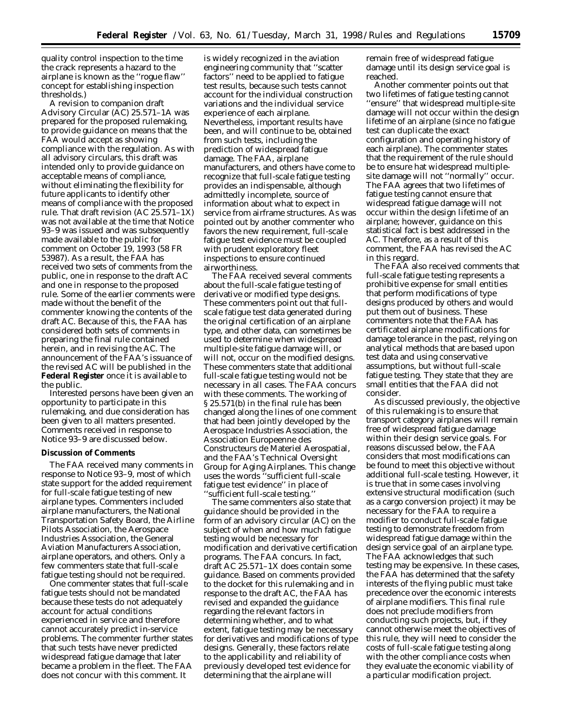quality control inspection to the time the crack represents a hazard to the airplane is known as the ''rogue flaw'' concept for establishing inspection thresholds.)

A revision to companion draft Advisory Circular (AC) 25.571–1A was prepared for the proposed rulemaking, to provide guidance on means that the FAA would accept as showing compliance with the regulation. As with all advisory circulars, this draft was intended only to provide guidance on acceptable means of compliance, without eliminating the flexibility for future applicants to identify other means of compliance with the proposed rule. That draft revision (AC 25.571–1X) was not available at the time that Notice 93–9 was issued and was subsequently made available to the public for comment on October 19, 1993 (58 FR 53987). As a result, the FAA has received two sets of comments from the public, one in response to the draft AC and one in response to the proposed rule. Some of the earlier comments were made without the benefit of the commenter knowing the contents of the draft AC. Because of this, the FAA has considered both sets of comments in preparing the final rule contained herein, and in revising the AC. The announcement of the FAA's issuance of the revised AC will be published in the **Federal Register** once it is available to the public.

Interested persons have been given an opportunity to participate in this rulemaking, and due consideration has been given to all matters presented. Comments received in response to Notice 93–9 are discussed below.

**Discussion of Comments**

The FAA received many comments in response to Notice 93–9, most of which state support for the added requirement for full-scale fatigue testing of new airplane types. Commenters included airplane manufacturers, the National Transportation Safety Board, the Airline Pilots Association, the Aerospace Industries Association, the General Aviation Manufacturers Association, airplane operators, and others. Only a few commenters state that full-scale fatigue testing should not be required.

One commenter states that full-scale fatigue tests should not be mandated because these tests do not adequately account for actual conditions experienced in service and therefore cannot accurately predict in-service problems. The commenter further states that such tests have never predicted widespread fatigue damage that later became a problem in the fleet. The FAA does not concur with this comment. It is widely recognized in the aviation engineering community that ''scatter factors'' need to be applied to fatigue test results, because such tests cannot account for the individual construction variations and the individual service experience of each airplane. Nevertheless, important results have been, and will continue to be, obtained from such tests, including the prediction of widespread fatigue damage. The FAA, airplane manufacturers, and others have come to recognize that full-scale fatigue testing provides an indispensable, although admittedly incomplete, source of information about what to expect in service from airframe structures. As was pointed out by another commenter who favors the new requirement, full-scale fatigue test evidence must be coupled with prudent exploratory fleet inspections to ensure continued airworthiness.

The FAA received several comments about the full-scale fatigue testing of derivative or modified type designs. These commenters point out that full-scale fatigue test data generated during the original certification of an airplane type, and other data, can sometimes be used to determine when widespread multiple-site fatigue damage will, or will not, occur on the modified designs. These commenters state that additional full-scale fatigue testing would not be necessary in all cases. The FAA concurs with these comments. The working of § 25.571(b) in the final rule has been changed along the lines of one comment that had been jointly developed by the Aerospace Industries Association, the Association Europeenne des Constructeurs de Materiel Aerospatial, and the FAA's Technical Oversight Group for Aging Airplanes. This change uses the words ''sufficient full-scale fatigue test evidence'' in place of ''sufficient full-scale testing.''

The same commenters also state that guidance should be provided in the form of an advisory circular (AC) on the subject of when and how much fatigue testing would be necessary for modification and derivative certification programs. The FAA concurs. In fact, draft AC 25.571–1X does contain some guidance. Based on comments provided to the docket for this rulemaking and in response to the draft AC, the FAA has revised and expanded the guidance regarding the relevant factors in determining whether, and to what extent, fatigue testing may be necessary for derivatives and modifications of type designs. Generally, these factors relate to the applicability and reliability of previously developed test evidence for determining that the airplane will remain free of widespread fatigue damage until its design service goal is reached.

Another commenter points out that two lifetimes of fatigue testing cannot ''ensure'' that widespread multiple-site damage will not occur within the design lifetime of an airplane (since no fatigue test can duplicate the exact configuration and operating history of each airplane). The commenter states that the requirement of the rule should be to ensure hat widespread multiple-site damage will not ''normally'' occur. The FAA agrees that two lifetimes of fatigue testing cannot ensure that widespread fatigue damage will not occur within the design lifetime of an airplane; however, guidance on this statistical fact is best addressed in the AC. Therefore, as a result of this comment, the FAA has revised the AC in this regard.

The FAA also received comments that full-scale fatigue testing represents a prohibitive expense for small entities that perform modifications of type designs produced by others and would put them out of business. These commenters note that the FAA has certificated airplane modifications for damage tolerance in the past, relying on analytical methods that are based upon test data and using conservative assumptions, but without full-scale fatigue testing. They state that they are small entities that the FAA did not consider.

As discussed previously, the objective of this rulemaking is to ensure that transport category airplanes will remain free of widespread fatigue damage within their design service goals. For reasons discussed below, the FAA considers that most modifications can be found to meet this objective without additional full-scale testing. However, it is true that in some cases involving extensive structural modification (such as a cargo conversion project) it may be necessary for the FAA to require a modifier to conduct full-scale fatigue testing to demonstrate freedom from widespread fatigue damage within the design service goal of an airplane type. The FAA acknowledges that such testing may be expensive. In these cases, the FAA has determined that the safety interests of the flying public must take precedence over the economic interests of airplane modifiers. This final rule does not preclude modifiers from conducting such projects, but, if they cannot otherwise meet the objectives of this rule, they will need to consider the costs of full-scale fatigue testing along with the other compliance costs when they evaluate the economic viability of a particular modification project.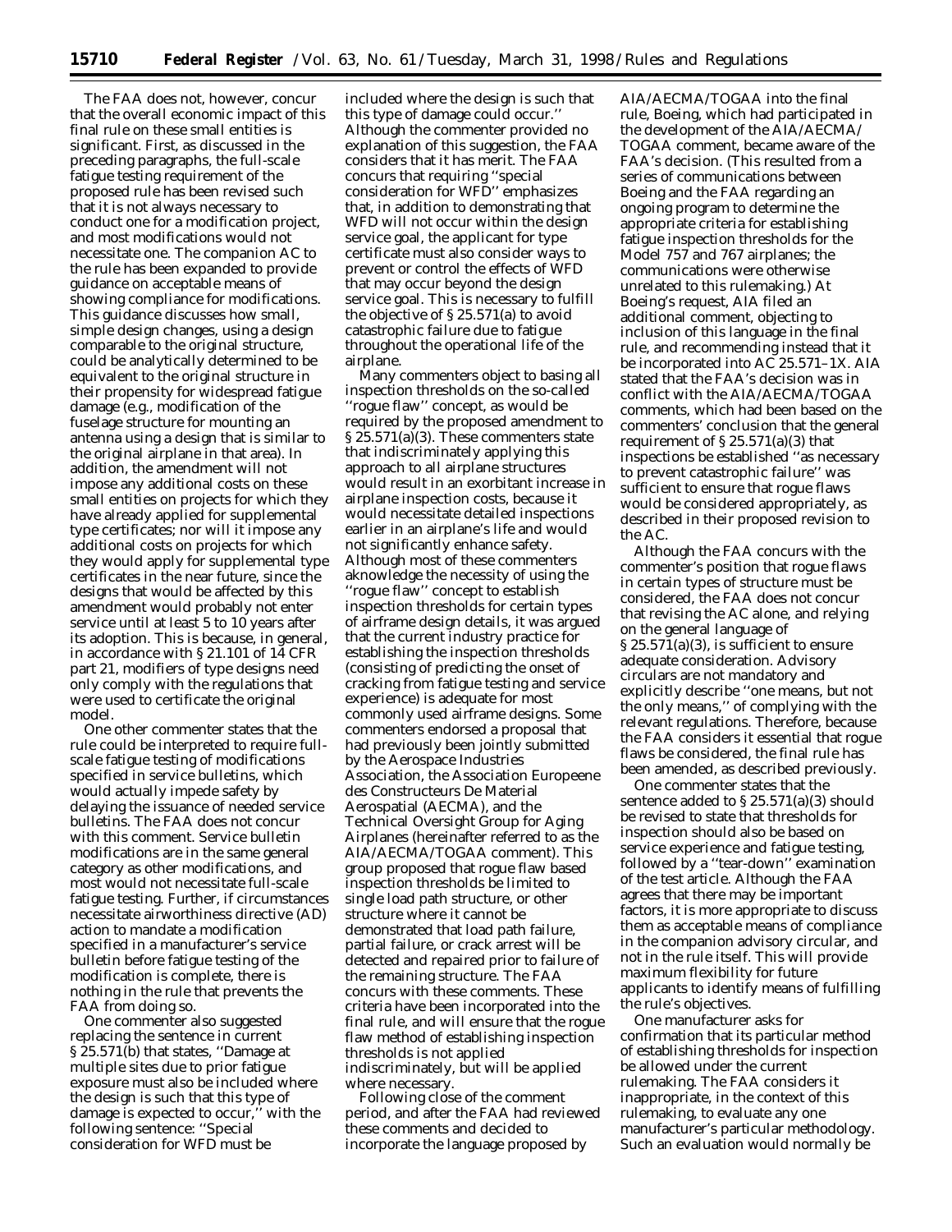The FAA does not, however, concur that the overall economic impact of this final rule on these small entities is significant. First, as discussed in the preceding paragraphs, the full-scale fatigue testing requirement of the proposed rule has been revised such that it is not always necessary to conduct one for a modification project, and most modifications would not necessitate one. The companion AC to the rule has been expanded to provide guidance on acceptable means of showing compliance for modifications. This guidance discusses how small, simple design changes, using a design comparable to the original structure, could be analytically determined to be equivalent to the original structure in their propensity for widespread fatigue damage (e.g., modification of the fuselage structure for mounting an antenna using a design that is similar to the original airplane in that area). In addition, the amendment will not impose any additional costs on these small entities on projects for which they have already applied for supplemental type certificates; nor will it impose any additional costs on projects for which they would apply for supplemental type certificates in the near future, since the designs that would be affected by this amendment would probably not enter service until at least 5 to 10 years after its adoption. This is because, in general, in accordance with § 21.101 of 14 CFR part 21, modifiers of type designs need only comply with the regulations that were used to certificate the original model.

One other commenter states that the rule could be interpreted to require full-scale fatigue testing of modifications specified in service bulletins, which would actually impede safety by delaying the issuance of needed service bulletins. The FAA does not concur with this comment. Service bulletin modifications are in the same general category as other modifications, and most would not necessitate full-scale fatigue testing. Further, if circumstances necessitate airworthiness directive (AD) action to mandate a modification specified in a manufacturer's service bulletin before fatigue testing of the modification is complete, there is nothing in the rule that prevents the FAA from doing so.

One commenter also suggested replacing the sentence in current § 25.571(b) that states, "Damage at multiple sites due to prior fatigue exposure must also be included where the design is such that this type of damage is expected to occur," with the following sentence: "Special consideration for WFD must be included where the design is such that this type of damage could occur." Although the commenter provided no explanation of this suggestion, the FAA considers that it has merit. The FAA concurs that requiring "special consideration for WFD" emphasizes that, in addition to demonstrating that WFD will not occur within the design service goal, the applicant for type certificate must also consider ways to prevent or control the effects of WFD that may occur beyond the design service goal. This is necessary to fulfill the objective of § 25.571(a) to avoid catastrophic failure due to fatigue throughout the operational life of the airplane.

Many commenters object to basing all inspection thresholds on the so-called "rogue flaw" concept, as would be required by the proposed amendment to § 25.571(a)(3). These commenters state that indiscriminately applying this approach to all airplane structures would result in an exorbitant increase in airplane inspection costs, because it would necessitate detailed inspections earlier in an airplane's life and would not significantly enhance safety. Although most of these commenters aknowledge the necessity of using the "rogue flaw" concept to establish inspection thresholds for certain types of airframe design details, it was argued that the current industry practice for establishing the inspection thresholds (consisting of predicting the onset of cracking from fatigue testing and service experience) is adequate for most commonly used airframe designs. Some commenters endorsed a proposal that had previously been jointly submitted by the Aerospace Industries Association, the Association Europeene des Constructeurs De Material Aerospatial (AECMA), and the Technical Oversight Group for Aging Airplanes (hereinafter referred to as the AIA/AECMA/TOGAA comment). This group proposed that rogue flaw based inspection thresholds be limited to single load path structure, or other structure where it cannot be demonstrated that load path failure, partial failure, or crack arrest will be detected and repaired prior to failure of the remaining structure. The FAA concurs with these comments. These criteria have been incorporated into the final rule, and will ensure that the rogue flaw method of establishing inspection thresholds is not applied indiscriminately, but will be applied where necessary.

Following close of the comment period, and after the FAA had reviewed these comments and decided to incorporate the language proposed by AIA/AECMA/TOGAA into the final rule, Boeing, which had participated in the development of the AIA/AECMA/TOGAA comment, became aware of the FAA's decision. (This resulted from a series of communications between Boeing and the FAA regarding an ongoing program to determine the appropriate criteria for establishing fatigue inspection thresholds for the Model 757 and 767 airplanes; the communications were otherwise unrelated to this rulemaking.) At Boeing's request, AIA filed an additional comment, objecting to inclusion of this language in the final rule, and recommending instead that it be incorporated into AC 25.571–1X. AIA stated that the FAA's decision was in conflict with the AIA/AECMA/TOGAA comments, which had been based on the commenters' conclusion that the general requirement of § 25.571(a)(3) that inspections be established "as necessary to prevent catastrophic failure" was sufficient to ensure that rogue flaws would be considered appropriately, as described in their proposed revision to the AC.

Although the FAA concurs with the commenter's position that rogue flaws in certain types of structure must be considered, the FAA does not concur that revising the AC alone, and relying on the general language of § 25.571(a)(3), is sufficient to ensure adequate consideration. Advisory circulars are not mandatory and explicitly describe "one means, but not the only means," of complying with the relevant regulations. Therefore, because the FAA considers it essential that rogue flaws be considered, the final rule has been amended, as described previously.

One commenter states that the sentence added to § 25.571(a)(3) should be revised to state that thresholds for inspection should also be based on service experience and fatigue testing, followed by a "tear-down" examination of the test article. Although the FAA agrees that there may be important factors, it is more appropriate to discuss them as acceptable means of compliance in the companion advisory circular, and not in the rule itself. This will provide maximum flexibility for future applicants to identify means of fulfilling the rule's objectives.

One manufacturer asks for confirmation that its particular method of establishing thresholds for inspection be allowed under the current rulemaking. The FAA considers it inappropriate, in the context of this rulemaking, to evaluate any one manufacturer's particular methodology. Such an evaluation would normally be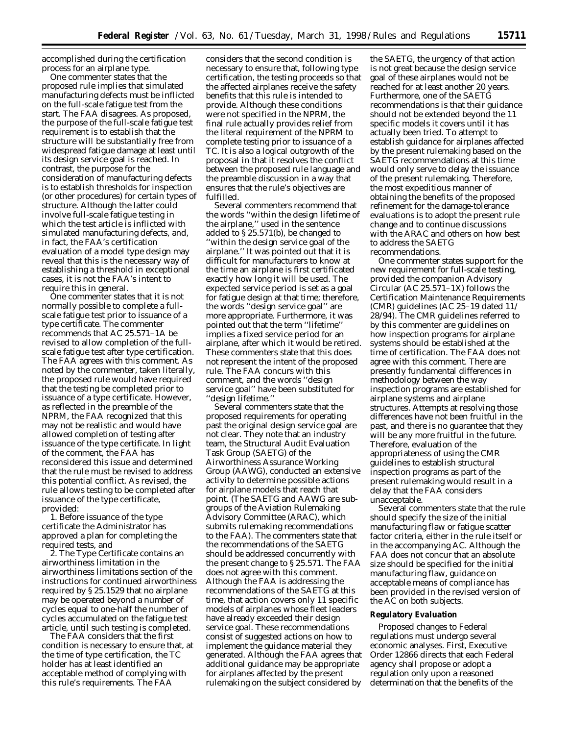accomplished during the certification process for an airplane type.

One commenter states that the proposed rule implies that simulated manufacturing defects must be inflicted on the full-scale fatigue test from the start. The FAA disagrees. As proposed, the purpose of the full-scale fatigue test requirement is to establish that the structure will be substantially free from widespread fatigue damage at least until its design service goal is reached. In contrast, the purpose for the consideration of manufacturing defects is to establish thresholds for inspection (or other procedures) for certain types of structure. Although the latter could involve full-scale fatigue testing in which the test article is inflicted with simulated manufacturing defects, and, in fact, the FAA's certification evaluation of a model type design may reveal that this is the necessary way of establishing a threshold in exceptional cases, it is not the FAA's intent to require this in general.

One commenter states that it is not normally possible to complete a full-scale fatigue test prior to issuance of a type certificate. The commenter recommends that AC 25.571–1A be revised to allow completion of the full-scale fatigue test after type certification. The FAA agrees with this comment. As noted by the commenter, taken literally, the proposed rule would have required that the testing be completed prior to issuance of a type certificate. However, as reflected in the preamble of the NPRM, the FAA recognized that this may not be realistic and would have allowed completion of testing after issuance of the type certificate. In light of the comment, the FAA has reconsidered this issue and determined that the rule must be revised to address this potential conflict. As revised, the rule allows testing to be completed after issuance of the type certificate, provided:

1. Before issuance of the type certificate the Administrator has approved a plan for completing the required tests, and

2. The Type Certificate contains an airworthiness limitation in the airworthiness limitations section of the instructions for continued airworthiness required by § 25.1529 that no airplane may be operated beyond a number of cycles equal to one-half the number of cycles accumulated on the fatigue test article, until such testing is completed.

The FAA considers that the first condition is necessary to ensure that, at the time of type certification, the TC holder has at least identified an acceptable method of complying with this rule's requirements. The FAA considers that the second condition is necessary to ensure that, following type certification, the testing proceeds so that the affected airplanes receive the safety benefits that this rule is intended to provide. Although these conditions were not specified in the NPRM, the final rule actually provides relief from the literal requirement of the NPRM to complete testing prior to issuance of a TC. It is also a logical outgrowth of the proposal in that it resolves the conflict between the proposed rule language and the preamble discussion in a way that ensures that the rule's objectives are fulfilled.

Several commenters recommend that the words "within the design lifetime of the airplane," used in the sentence added to § 25.571(b), be changed to "within the design service goal of the airplane." It was pointed out that it is difficult for manufacturers to know at the time an airplane is first certificated exactly how long it will be used. The expected service period is set as a goal for fatigue design at that time; therefore, the words "design service goal" are more appropriate. Furthermore, it was pointed out that the term "lifetime" implies a fixed service period for an airplane, after which it would be retired. These commenters state that this does not represent the intent of the proposed rule. The FAA concurs with this comment, and the words "design service goal" have been substituted for "design lifetime."

Several commenters state that the proposed requirements for operating past the original design service goal are not clear. They note that an industry team, the Structural Audit Evaluation Task Group (SAETG) of the Airworthiness Assurance Working Group (AAWG), conducted an extensive activity to determine possible actions for airplane models that reach that point. (The SAETG and AAWG are sub-groups of the Aviation Rulemaking Advisory Committee (ARAC), which submits rulemaking recommendations to the FAA). The commenters state that the recommendations of the SAETG should be addressed concurrently with the present change to § 25.571. The FAA does not agree with this comment. Although the FAA is addressing the recommendations of the SAETG at this time, that action covers only 11 specific models of airplanes whose fleet leaders have already exceeded their design service goal. These recommendations consist of suggested actions on how to implement the guidance material they generated. Although the FAA agrees that additional guidance may be appropriate for airplanes affected by the present rulemaking on the subject considered by the SAETG, the urgency of that action is not great because the design service goal of these airplanes would not be reached for at least another 20 years. Furthermore, one of the SAETG recommendations is that their guidance should not be extended beyond the 11 specific models it covers until it has actually been tried. To attempt to establish guidance for airplanes affected by the present rulemaking based on the SAETG recommendations at this time would only serve to delay the issuance of the present rulemaking. Therefore, the most expeditious manner of obtaining the benefits of the proposed refinement for the damage-tolerance evaluations is to adopt the present rule change and to continue discussions with the ARAC and others on how best to address the SAETG recommendations.

One commenter states support for the new requirement for full-scale testing, provided the companion Advisory Circular (AC 25.571–1X) follows the Certification Maintenance Requirements (CMR) guidelines (AC 25–19 dated 11/28/94). The CMR guidelines referred to by this commenter are guidelines on how inspection programs for airplane systems should be established at the time of certification. The FAA does not agree with this comment. There are presently fundamental differences in methodology between the way inspection programs are established for airplane systems and airplane structures. Attempts at resolving those differences have not been fruitful in the past, and there is no guarantee that they will be any more fruitful in the future. Therefore, evaluation of the appropriateness of using the CMR guidelines to establish structural inspection programs as part of the present rulemaking would result in a delay that the FAA considers unacceptable.

Several commenters state that the rule should specify the size of the initial manufacturing flaw or fatigue scatter factor criteria, either in the rule itself or in the accompanying AC. Although the FAA does not concur that an absolute size should be specified for the initial manufacturing flaw, guidance on acceptable means of compliance has been provided in the revised version of the AC on both subjects.

**Regulatory Evaluation**

Proposed changes to Federal regulations must undergo several economic analyses. First, Executive Order 12866 directs that each Federal agency shall propose or adopt a regulation only upon a reasoned determination that the benefits of the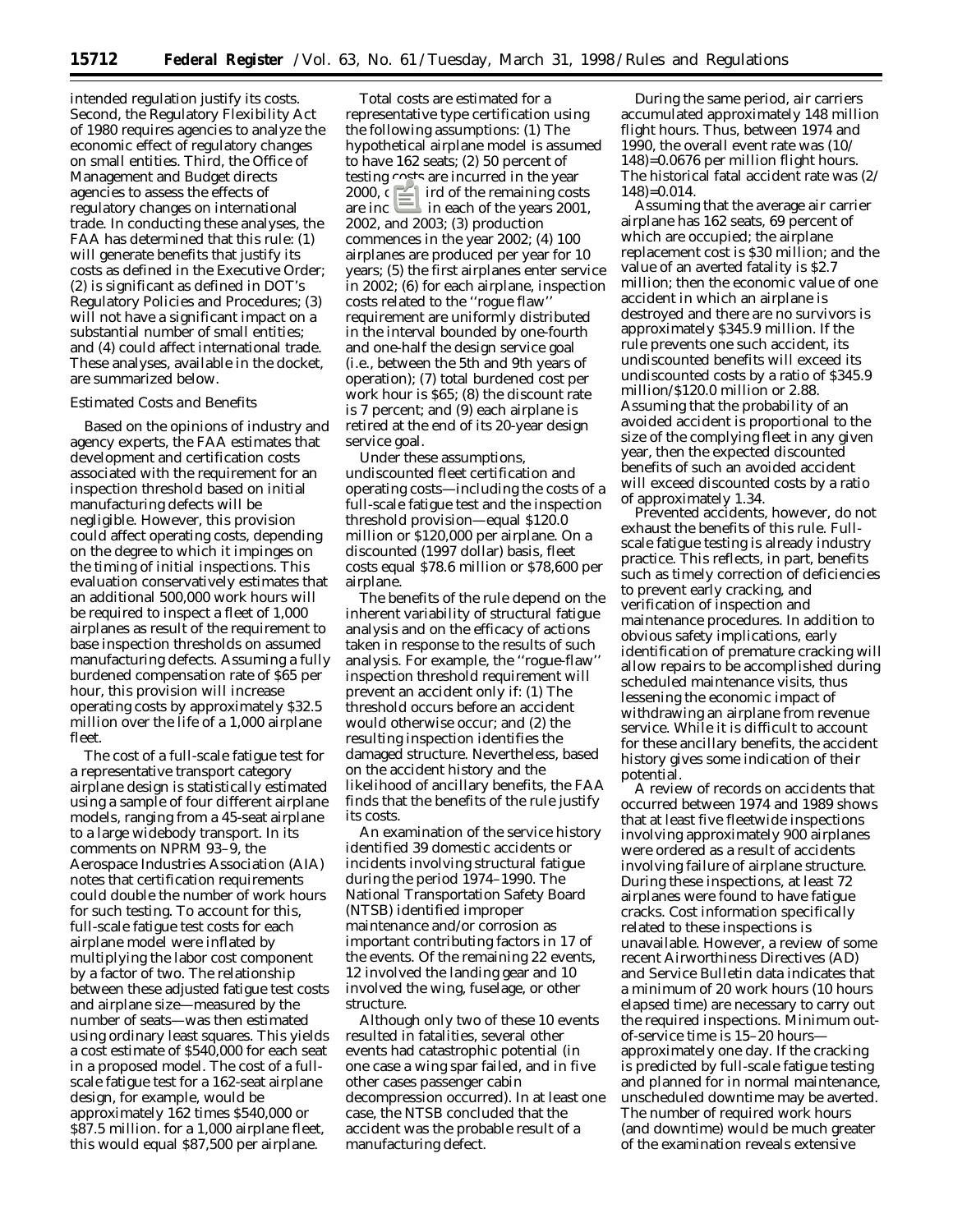intended regulation justify its costs. Second, the Regulatory Flexibility Act of 1980 requires agencies to analyze the economic effect of regulatory changes on small entities. Third, the Office of Management and Budget directs agencies to assess the effects of regulatory changes on international trade. In conducting these analyses, the FAA has determined that this rule: (1) will generate benefits that justify its costs as defined in the Executive Order; (2) is significant as defined in DOT's Regulatory Policies and Procedures; (3) will not have a significant impact on a substantial number of small entities; and (4) could affect international trade. These analyses, available in the docket, are summarized below.

*Estimated Costs and Benefits*

Based on the opinions of industry and agency experts, the FAA estimates that development and certification costs associated with the requirement for an inspection threshold based on initial manufacturing defects will be negligible. However, this provision could affect operating costs, depending on the degree to which it impinges on the timing of initial inspections. This evaluation conservatively estimates that an additional 500,000 work hours will be required to inspect a fleet of 1,000 airplanes as result of the requirement to base inspection thresholds on assumed manufacturing defects. Assuming a fully burdened compensation rate of $65 per hour, this provision will increase operating costs by approximately $32.5 million over the life of a 1,000 airplane fleet.

The cost of a full-scale fatigue test for a representative transport category airplane design is statistically estimated using a sample of four different airplane models, ranging from a 45-seat airplane to a large widebody transport. In its comments on NPRM 93–9, the Aerospace Industries Association (AIA) notes that certification requirements could double the number of work hours for such testing. To account for this, full-scale fatigue test costs for each airplane model were inflated by multiplying the labor cost component by a factor of two. The relationship between these adjusted fatigue test costs and airplane size—measured by the number of seats—was then estimated using ordinary least squares. This yields a cost estimate of $540,000 for each seat in a proposed model. The cost of a full-scale fatigue test for a 162-seat airplane design, for example, would be approximately 162 times $540,000 or $87.5 million. for a 1,000 airplane fleet, this would equal $87,500 per airplane.

Total costs are estimated for a representative type certification using the following assumptions: (1) The hypothetical airplane model is assumed to have 162 seats; (2) 50 percent of testing costs are incurred in the year 2000, one-third of the remaining costs are incurred in each of the years 2001, 2002, and 2003; (3) production commences in the year 2002; (4) 100 airplanes are produced per year for 10 years; (5) the first airplanes enter service in 2002; (6) for each airplane, inspection costs related to the "rogue flaw" requirement are uniformly distributed in the interval bounded by one-fourth and one-half the design service goal (i.e., between the 5th and 9th years of operation); (7) total burdened cost per work hour is $65; (8) the discount rate is 7 percent; and (9) each airplane is retired at the end of its 20-year design service goal.

Under these assumptions, undiscounted fleet certification and operating costs—including the costs of a full-scale fatigue test and the inspection threshold provision—equal $120.0 million or $120,000 per airplane. On a discounted (1997 dollar) basis, fleet costs equal $78.6 million or $78,600 per airplane.

The benefits of the rule depend on the inherent variability of structural fatigue analysis and on the efficacy of actions taken in response to the results of such analysis. For example, the "rogue-flaw" inspection threshold requirement will prevent an accident only if: (1) The threshold occurs before an accident would otherwise occur; and (2) the resulting inspection identifies the damaged structure. Nevertheless, based on the accident history and the likelihood of ancillary benefits, the FAA finds that the benefits of the rule justify its costs.

An examination of the service history identified 39 domestic accidents or incidents involving structural fatigue during the period 1974–1990. The National Transportation Safety Board (NTSB) identified improper maintenance and/or corrosion as important contributing factors in 17 of the events. Of the remaining 22 events, 12 involved the landing gear and 10 involved the wing, fuselage, or other structure.

Although only two of these 10 events resulted in fatalities, several other events had catastrophic potential (in one case a wing spar failed, and in five other cases passenger cabin decompression occurred). In at least one case, the NTSB concluded that the accident was the probable result of a manufacturing defect.

During the same period, air carriers accumulated approximately 148 million flight hours. Thus, between 1974 and 1990, the overall event rate was (10/148)=0.0676 per million flight hours. The historical fatal accident rate was (2/148)=0.014.

Assuming that the average air carrier airplane has 162 seats, 69 percent of which are occupied; the airplane replacement cost is $30 million; and the value of an averted fatality is $2.7 million; then the economic value of one accident in which an airplane is destroyed and there are no survivors is approximately $345.9 million. If the rule prevents one such accident, its undiscounted benefits will exceed its undiscounted costs by a ratio of $345.9 million/$120.0 million or 2.88. Assuming that the probability of an avoided accident is proportional to the size of the complying fleet in any given year, then the expected discounted benefits of such an avoided accident will exceed discounted costs by a ratio of approximately 1.34.

Prevented accidents, however, do not exhaust the benefits of this rule. Full-scale fatigue testing is already industry practice. This reflects, in part, benefits such as timely correction of deficiencies to prevent early cracking, and verification of inspection and maintenance procedures. In addition to obvious safety implications, early identification of premature cracking will allow repairs to be accomplished during scheduled maintenance visits, thus lessening the economic impact of withdrawing an airplane from revenue service. While it is difficult to account for these ancillary benefits, the accident history gives some indication of their potential.

A review of records on accidents that occurred between 1974 and 1989 shows that at least five fleetwide inspections involving approximately 900 airplanes were ordered as a result of accidents involving failure of airplane structure. During these inspections, at least 72 airplanes were found to have fatigue cracks. Cost information specifically related to these inspections is unavailable. However, a review of some recent Airworthiness Directives (AD) and Service Bulletin data indicates that a minimum of 20 work hours (10 hours elapsed time) are necessary to carry out the required inspections. Minimum out-of-service time is 15–20 hours—approximately one day. If the cracking is predicted by full-scale fatigue testing and planned for in normal maintenance, unscheduled downtime may be averted. The number of required work hours (and downtime) would be much greater of the examination reveals extensive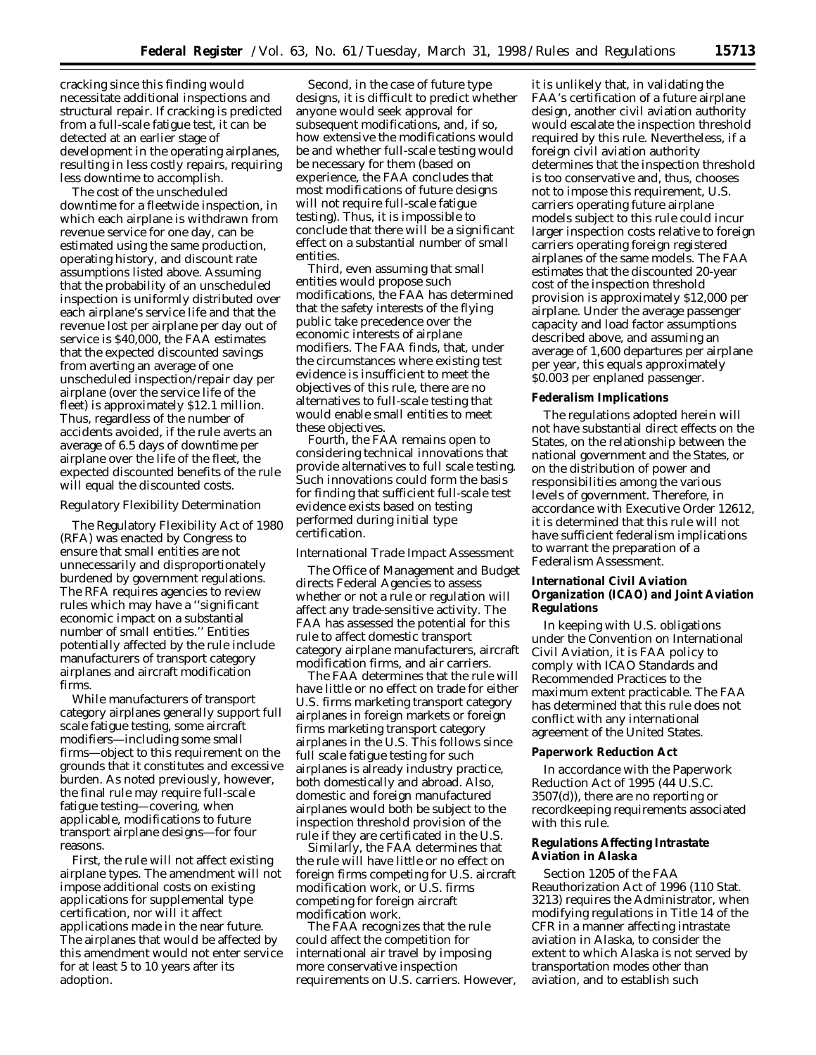cracking since this finding would necessitate additional inspections and structural repair. If cracking is predicted from a full-scale fatigue test, it can be detected at an earlier stage of development in the operating airplanes, resulting in less costly repairs, requiring less downtime to accomplish.

The cost of the unscheduled downtime for a fleetwide inspection, in which each airplane is withdrawn from revenue service for one day, can be estimated using the same production, operating history, and discount rate assumptions listed above. Assuming that the probability of an unscheduled inspection is uniformly distributed over each airplane's service life and that the revenue lost per airplane per day out of service is $40,000, the FAA estimates that the expected discounted savings from averting an average of one unscheduled inspection/repair day per airplane (over the service life of the fleet) is approximately $12.1 million. Thus, regardless of the number of accidents avoided, if the rule averts an average of 6.5 days of downtime per airplane over the life of the fleet, the expected discounted benefits of the rule will equal the discounted costs.

*Regulatory Flexibility Determination*

The Regulatory Flexibility Act of 1980 (RFA) was enacted by Congress to ensure that small entities are not unnecessarily and disproportionately burdened by government regulations. The RFA requires agencies to review rules which may have a ''significant economic impact on a substantial number of small entities.'' Entities potentially affected by the rule include manufacturers of transport category airplanes and aircraft modification firms.

While manufacturers of transport category airplanes generally support full scale fatigue testing, some aircraft modifiers—including some small firms—object to this requirement on the grounds that it constitutes and excessive burden. As noted previously, however, the final rule may require full-scale fatigue testing—covering, when applicable, modifications to future transport airplane designs—for four reasons.

First, the rule will not affect existing airplane types. The amendment will not impose additional costs on existing applications for supplemental type certification, nor will it affect applications made in the near future. The airplanes that would be affected by this amendment would not enter service for at least 5 to 10 years after its adoption.

Second, in the case of future type designs, it is difficult to predict whether anyone would seek approval for subsequent modifications, and, if so, how extensive the modifications would be and whether full-scale testing would be necessary for them (based on experience, the FAA concludes that most modifications of future designs will not require full-scale fatigue testing). Thus, it is impossible to conclude that there will be a significant effect on a substantial number of small entities.

Third, even assuming that small entities would propose such modifications, the FAA has determined that the safety interests of the flying public take precedence over the economic interests of airplane modifiers. The FAA finds, that, under the circumstances where existing test evidence is insufficient to meet the objectives of this rule, there are no alternatives to full-scale testing that would enable small entities to meet these objectives.

Fourth, the FAA remains open to considering technical innovations that provide alternatives to full scale testing. Such innovations could form the basis for finding that sufficient full-scale test evidence exists based on testing performed during initial type certification.

*International Trade Impact Assessment*

The Office of Management and Budget directs Federal Agencies to assess whether or not a rule or regulation will affect any trade-sensitive activity. The FAA has assessed the potential for this rule to affect domestic transport category airplane manufacturers, aircraft modification firms, and air carriers.

The FAA determines that the rule will have little or no effect on trade for either U.S. firms marketing transport category airplanes in foreign markets or foreign firms marketing transport category airplanes in the U.S. This follows since full scale fatigue testing for such airplanes is already industry practice, both domestically and abroad. Also, domestic and foreign manufactured airplanes would both be subject to the inspection threshold provision of the rule if they are certificated in the U.S.

Similarly, the FAA determines that the rule will have little or no effect on foreign firms competing for U.S. aircraft modification work, or U.S. firms competing for foreign aircraft modification work.

The FAA recognizes that the rule could affect the competition for international air travel by imposing more conservative inspection requirements on U.S. carriers. However, it is unlikely that, in validating the FAA's certification of a future airplane design, another civil aviation authority would escalate the inspection threshold required by this rule. Nevertheless, if a foreign civil aviation authority determines that the inspection threshold is too conservative and, thus, chooses not to impose this requirement, U.S. carriers operating future airplane models subject to this rule could incur larger inspection costs relative to foreign carriers operating foreign registered airplanes of the same models. The FAA estimates that the discounted 20-year cost of the inspection threshold provision is approximately $12,000 per airplane. Under the average passenger capacity and load factor assumptions described above, and assuming an average of 1,600 departures per airplane per year, this equals approximately $0.003 per enplaned passenger.

**Federalism Implications**

The regulations adopted herein will not have substantial direct effects on the States, on the relationship between the national government and the States, or on the distribution of power and responsibilities among the various levels of government. Therefore, in accordance with Executive Order 12612, it is determined that this rule will not have sufficient federalism implications to warrant the preparation of a Federalism Assessment.

**International Civil Aviation Organization (ICAO) and Joint Aviation Regulations**

In keeping with U.S. obligations under the Convention on International Civil Aviation, it is FAA policy to comply with ICAO Standards and Recommended Practices to the maximum extent practicable. The FAA has determined that this rule does not conflict with any international agreement of the United States.

**Paperwork Reduction Act**

In accordance with the Paperwork Reduction Act of 1995 (44 U.S.C. 3507(d)), there are no reporting or recordkeeping requirements associated with this rule.

**Regulations Affecting Intrastate Aviation in Alaska**

Section 1205 of the FAA Reauthorization Act of 1996 (110 Stat. 3213) requires the Administrator, when modifying regulations in Title 14 of the CFR in a manner affecting intrastate aviation in Alaska, to consider the extent to which Alaska is not served by transportation modes other than aviation, and to establish such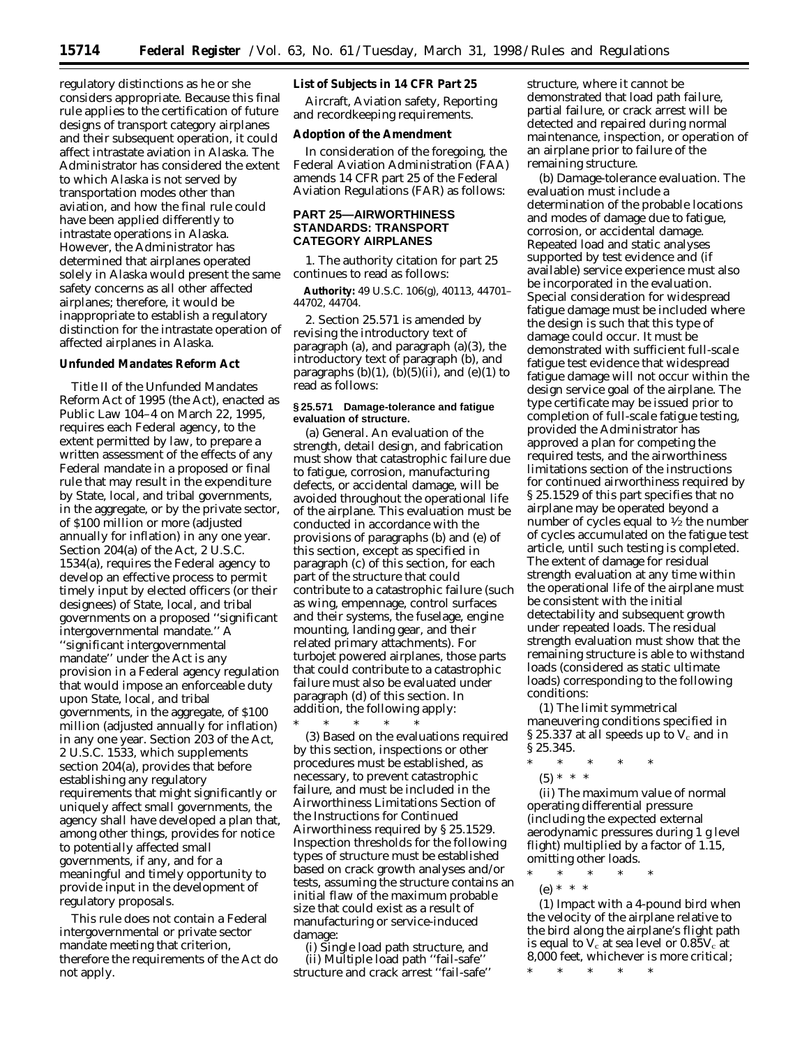regulatory distinctions as he or she considers appropriate. Because this final rule applies to the certification of future designs of transport category airplanes and their subsequent operation, it could affect intrastate aviation in Alaska. The Administrator has considered the extent to which Alaska is not served by transportation modes other than aviation, and how the final rule could have been applied differently to intrastate operations in Alaska. However, the Administrator has determined that airplanes operated solely in Alaska would present the same safety concerns as all other affected airplanes; therefore, it would be inappropriate to establish a regulatory distinction for the intrastate operation of affected airplanes in Alaska.

**Unfunded Mandates Reform Act**

Title II of the Unfunded Mandates Reform Act of 1995 (the Act), enacted as Public Law 104–4 on March 22, 1995, requires each Federal agency, to the extent permitted by law, to prepare a written assessment of the effects of any Federal mandate in a proposed or final rule that may result in the expenditure by State, local, and tribal governments, in the aggregate, or by the private sector, of $100 million or more (adjusted annually for inflation) in any one year. Section 204(a) of the Act, 2 U.S.C. 1534(a), requires the Federal agency to develop an effective process to permit timely input by elected officers (or their designees) of State, local, and tribal governments on a proposed ''significant intergovernmental mandate.'' A ''significant intergovernmental mandate'' under the Act is any provision in a Federal agency regulation that would impose an enforceable duty upon State, local, and tribal governments, in the aggregate, of $100 million (adjusted annually for inflation) in any one year. Section 203 of the Act, 2 U.S.C. 1533, which supplements section 204(a), provides that before establishing any regulatory requirements that might significantly or uniquely affect small governments, the agency shall have developed a plan that, among other things, provides for notice to potentially affected small governments, if any, and for a meaningful and timely opportunity to provide input in the development of regulatory proposals.

This rule does not contain a Federal intergovernmental or private sector mandate meeting that criterion, therefore the requirements of the Act do not apply.

**List of Subjects in 14 CFR Part 25**

Aircraft, Aviation safety, Reporting and recordkeeping requirements.

**Adoption of the Amendment**

In consideration of the foregoing, the Federal Aviation Administration (FAA) amends 14 CFR part 25 of the Federal Aviation Regulations (FAR) as follows:

**PART 25—AIRWORTHINESS STANDARDS: TRANSPORT CATEGORY AIRPLANES**

1. The authority citation for part 25 continues to read as follows:

**Authority:** 49 U.S.C. 106(g), 40113, 44701–44702, 44704.

2. Section 25.571 is amended by revising the introductory text of paragraph (a), and paragraph (a)(3), the introductory text of paragraph (b), and paragraphs (b)(1), (b)(5)(ii), and (e)(1) to read as follows:

**§ 25.571 Damage-tolerance and fatigue evaluation of structure.**

(a) *General.* An evaluation of the strength, detail design, and fabrication must show that catastrophic failure due to fatigue, corrosion, manufacturing defects, or accidental damage, will be avoided throughout the operational life of the airplane. This evaluation must be conducted in accordance with the provisions of paragraphs (b) and (e) of this section, except as specified in paragraph (c) of this section, for each part of the structure that could contribute to a catastrophic failure (such as wing, empennage, control surfaces and their systems, the fuselage, engine mounting, landing gear, and their related primary attachments). For turbojet powered airplanes, those parts that could contribute to a catastrophic failure must also be evaluated under paragraph (d) of this section. In addition, the following apply:

\* \* \* \* \*

(3) Based on the evaluations required by this section, inspections or other procedures must be established, as necessary, to prevent catastrophic failure, and must be included in the Airworthiness Limitations Section of the Instructions for Continued Airworthiness required by § 25.1529. Inspection thresholds for the following types of structure must be established based on crack growth analyses and/or tests, assuming the structure contains an initial flaw of the maximum probable size that could exist as a result of manufacturing or service-induced damage:

(i) Single load path structure, and

(ii) Multiple load path ''fail-safe'' structure and crack arrest ''fail-safe'' structure, where it cannot be demonstrated that load path failure, partial failure, or crack arrest will be detected and repaired during normal maintenance, inspection, or operation of an airplane prior to failure of the remaining structure.

(b) *Damage-tolerance evaluation.* The evaluation must include a determination of the probable locations and modes of damage due to fatigue, corrosion, or accidental damage. Repeated load and static analyses supported by test evidence and (if available) service experience must also be incorporated in the evaluation. Special consideration for widespread fatigue damage must be included where the design is such that this type of damage could occur. It must be demonstrated with sufficient full-scale fatigue test evidence that widespread fatigue damage will not occur within the design service goal of the airplane. The type certificate may be issued prior to completion of full-scale fatigue testing, provided the Administrator has approved a plan for competing the required tests, and the airworthiness limitations section of the instructions for continued airworthiness required by § 25.1529 of this part specifies that no airplane may be operated beyond a number of cycles equal to ½ the number of cycles accumulated on the fatigue test article, until such testing is completed. The extent of damage for residual strength evaluation at any time within the operational life of the airplane must be consistent with the initial detectability and subsequent growth under repeated loads. The residual strength evaluation must show that the remaining structure is able to withstand loads (considered as static ultimate loads) corresponding to the following conditions:

(1) The limit symmetrical maneuvering conditions specified in § 25.337 at all speeds up to $V_c$ and in § 25.345.

\* \* \* \* \*

(5) \* \* \*

(ii) The maximum value of normal operating differential pressure (including the expected external aerodynamic pressures during 1 g level flight) multiplied by a factor of 1.15, omitting other loads.

\* \* \* \* \*

(e) \* \* \*

(1) Impact with a 4-pound bird when the velocity of the airplane relative to the bird along the airplane's flight path is equal to $V_c$ at sea level or $0.85V_c$ at 8,000 feet, whichever is more critical;

\* \* \* \* \*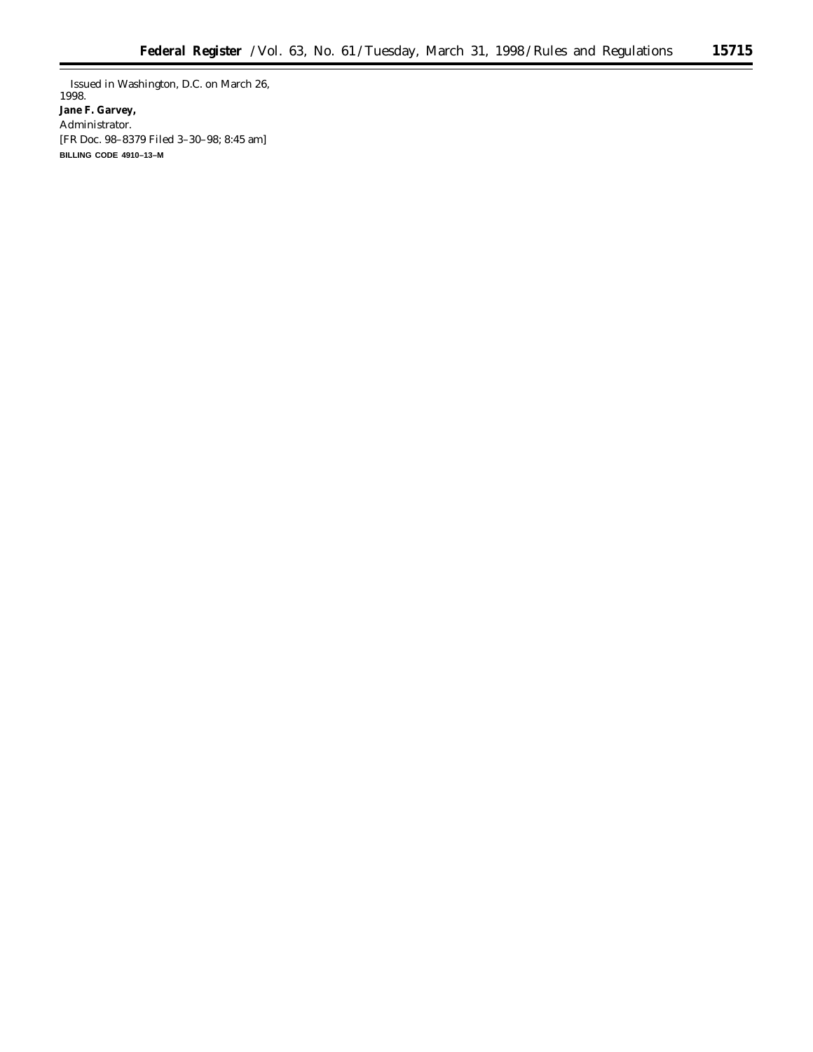Issued in Washington, D.C. on March 26, 1998.

**Jane F. Garvey,**

Administrator.

[FR Doc. 98–8379 Filed 3–30–98; 8:45 am]

**BILLING CODE 4910–13–M**